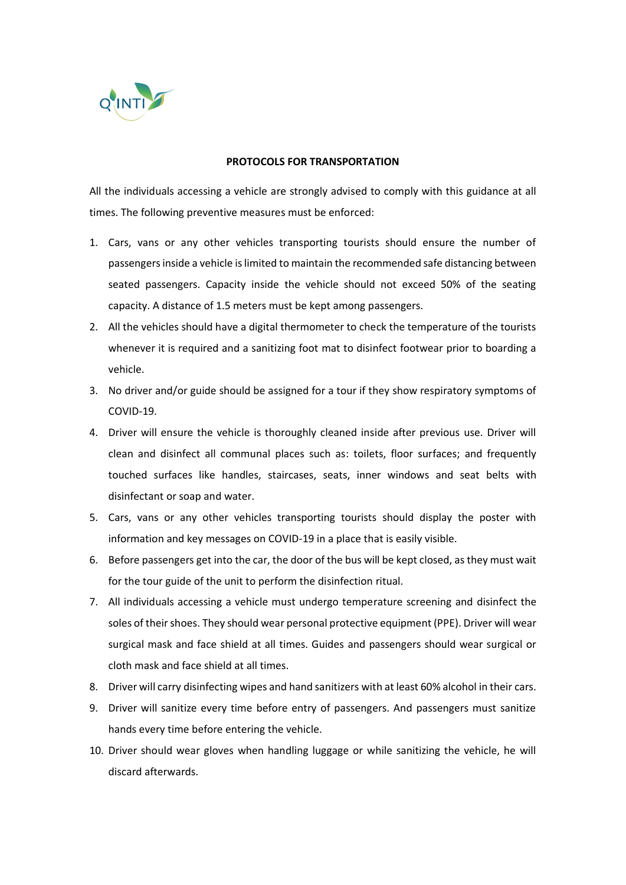**PROTOCOLS FOR TRANSPORTATION**

All the individuals accessing a vehicle are strongly advised to comply with this guidance at all times. The following preventive measures must be enforced:

1. Cars, vans or any other vehicles transporting tourists should ensure the number of passengers inside a vehicle is limited to maintain the recommended safe distancing between seated passengers. Capacity inside the vehicle should not exceed 50% of the seating capacity. A distance of 1.5 meters must be kept among passengers.
2. All the vehicles should have a digital thermometer to check the temperature of the tourists whenever it is required and a sanitizing foot mat to disinfect footwear prior to boarding a vehicle.
3. No driver and/or guide should be assigned for a tour if they show respiratory symptoms of COVID-19.
4. Driver will ensure the vehicle is thoroughly cleaned inside after previous use. Driver will clean and disinfect all communal places such as: toilets, floor surfaces; and frequently touched surfaces like handles, staircases, seats, inner windows and seat belts with disinfectant or soap and water.
5. Cars, vans or any other vehicles transporting tourists should display the poster with information and key messages on COVID-19 in a place that is easily visible.
6. Before passengers get into the car, the door of the bus will be kept closed, as they must wait for the tour guide of the unit to perform the disinfection ritual.
7. All individuals accessing a vehicle must undergo temperature screening and disinfect the soles of their shoes. They should wear personal protective equipment (PPE). Driver will wear surgical mask and face shield at all times. Guides and passengers should wear surgical or cloth mask and face shield at all times.
8. Driver will carry disinfecting wipes and hand sanitizers with at least 60% alcohol in their cars.
9. Driver will sanitize every time before entry of passengers. And passengers must sanitize hands every time before entering the vehicle.
10. Driver should wear gloves when handling luggage or while sanitizing the vehicle, he will discard afterwards.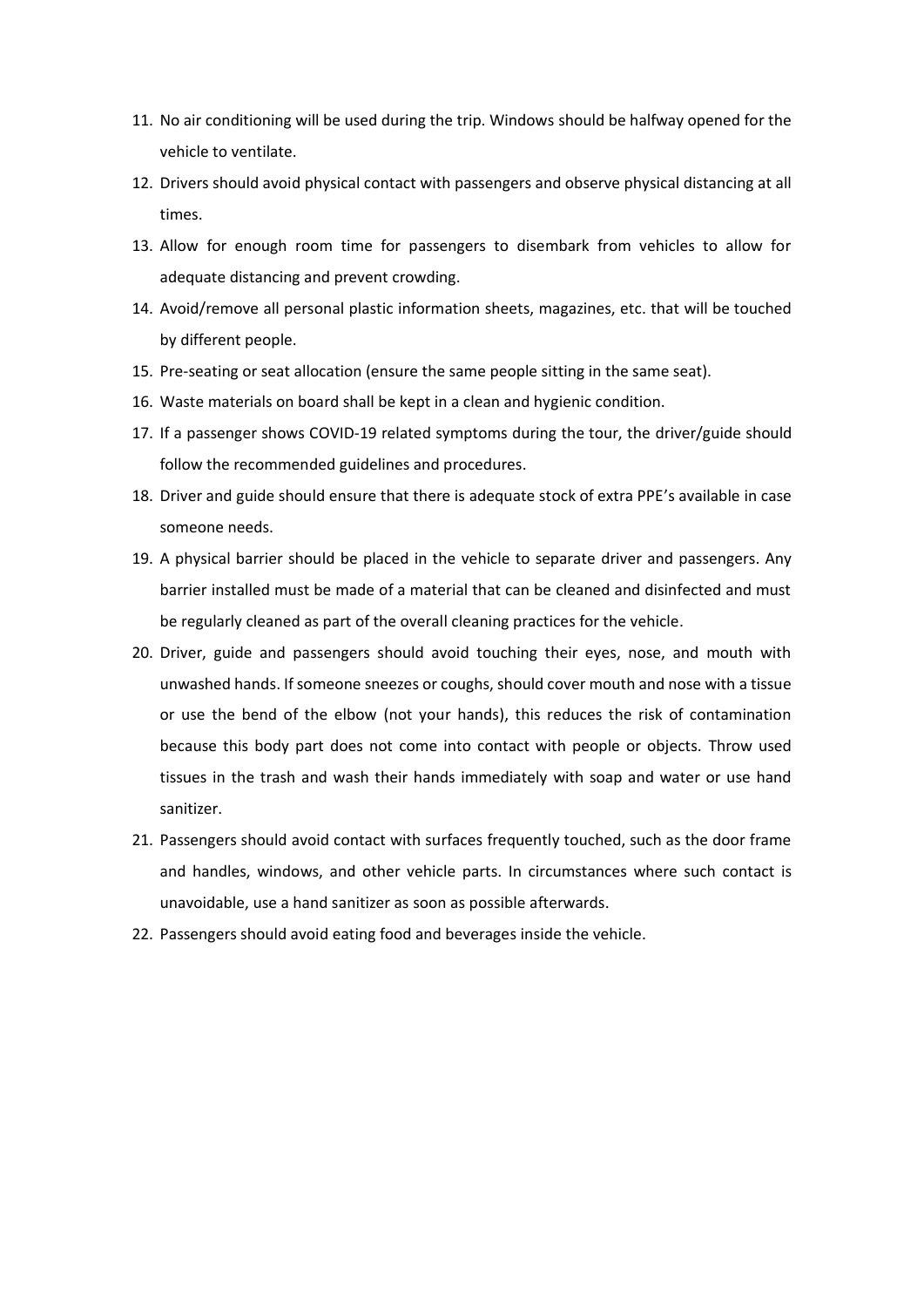11. No air conditioning will be used during the trip. Windows should be halfway opened for the vehicle to ventilate.
12. Drivers should avoid physical contact with passengers and observe physical distancing at all times.
13. Allow for enough room time for passengers to disembark from vehicles to allow for adequate distancing and prevent crowding.
14. Avoid/remove all personal plastic information sheets, magazines, etc. that will be touched by different people.
15. Pre-seating or seat allocation (ensure the same people sitting in the same seat).
16. Waste materials on board shall be kept in a clean and hygienic condition.
17. If a passenger shows COVID-19 related symptoms during the tour, the driver/guide should follow the recommended guidelines and procedures.
18. Driver and guide should ensure that there is adequate stock of extra PPE's available in case someone needs.
19. A physical barrier should be placed in the vehicle to separate driver and passengers. Any barrier installed must be made of a material that can be cleaned and disinfected and must be regularly cleaned as part of the overall cleaning practices for the vehicle.
20. Driver, guide and passengers should avoid touching their eyes, nose, and mouth with unwashed hands. If someone sneezes or coughs, should cover mouth and nose with a tissue or use the bend of the elbow (not your hands), this reduces the risk of contamination because this body part does not come into contact with people or objects. Throw used tissues in the trash and wash their hands immediately with soap and water or use hand sanitizer.
21. Passengers should avoid contact with surfaces frequently touched, such as the door frame and handles, windows, and other vehicle parts. In circumstances where such contact is unavoidable, use a hand sanitizer as soon as possible afterwards.
22. Passengers should avoid eating food and beverages inside the vehicle.